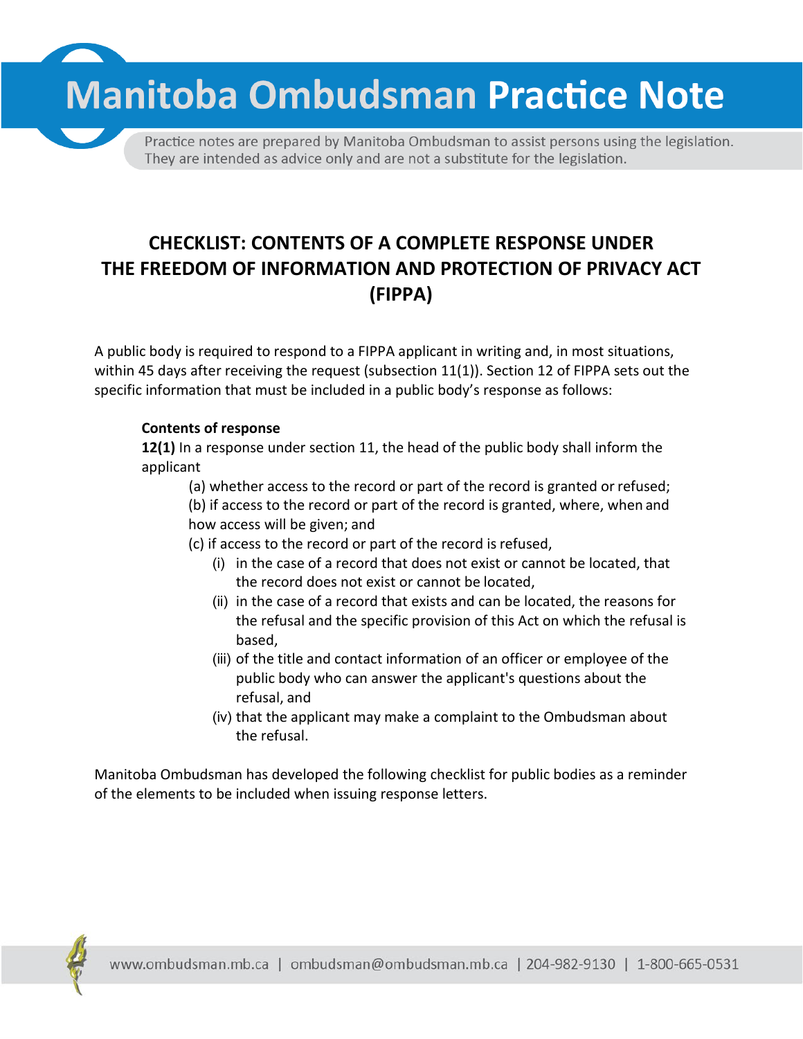# Manitoba Ombudsman Practice Note

Practice notes are prepared by Manitoba Ombudsman to assist persons using the legislation. They are intended as advice only and are not a substitute for the legislation.

## CHECKLIST: CONTENTS OF A COMPLETE RESPONSE UNDER THE FREEDOM OF INFORMATION AND PROTECTION OF PRIVACY ACT (FIPPA)

A public body is required to respond to a FIPPA applicant in writing and, in most situations, within 45 days after receiving the request (subsection 11(1)). Section 12 of FIPPA sets out the specific information that must be included in a public body's response as follows:

> **Contents of response**
> **12(1)** In a response under section 11, the head of the public body shall inform the applicant
> (a) whether access to the record or part of the record is granted or refused;
> (b) if access to the record or part of the record is granted, where, when and how access will be given; and
> (c) if access to the record or part of the record is refused,
> (i) in the case of a record that does not exist or cannot be located, that the record does not exist or cannot be located,
> (ii) in the case of a record that exists and can be located, the reasons for the refusal and the specific provision of this Act on which the refusal is based,
> (iii) of the title and contact information of an officer or employee of the public body who can answer the applicant's questions about the refusal, and
> (iv) that the applicant may make a complaint to the Ombudsman about the refusal.

Manitoba Ombudsman has developed the following checklist for public bodies as a reminder of the elements to be included when issuing response letters.

www.ombudsman.mb.ca | ombudsman@ombudsman.mb.ca | 204-982-9130 | 1-800-665-0531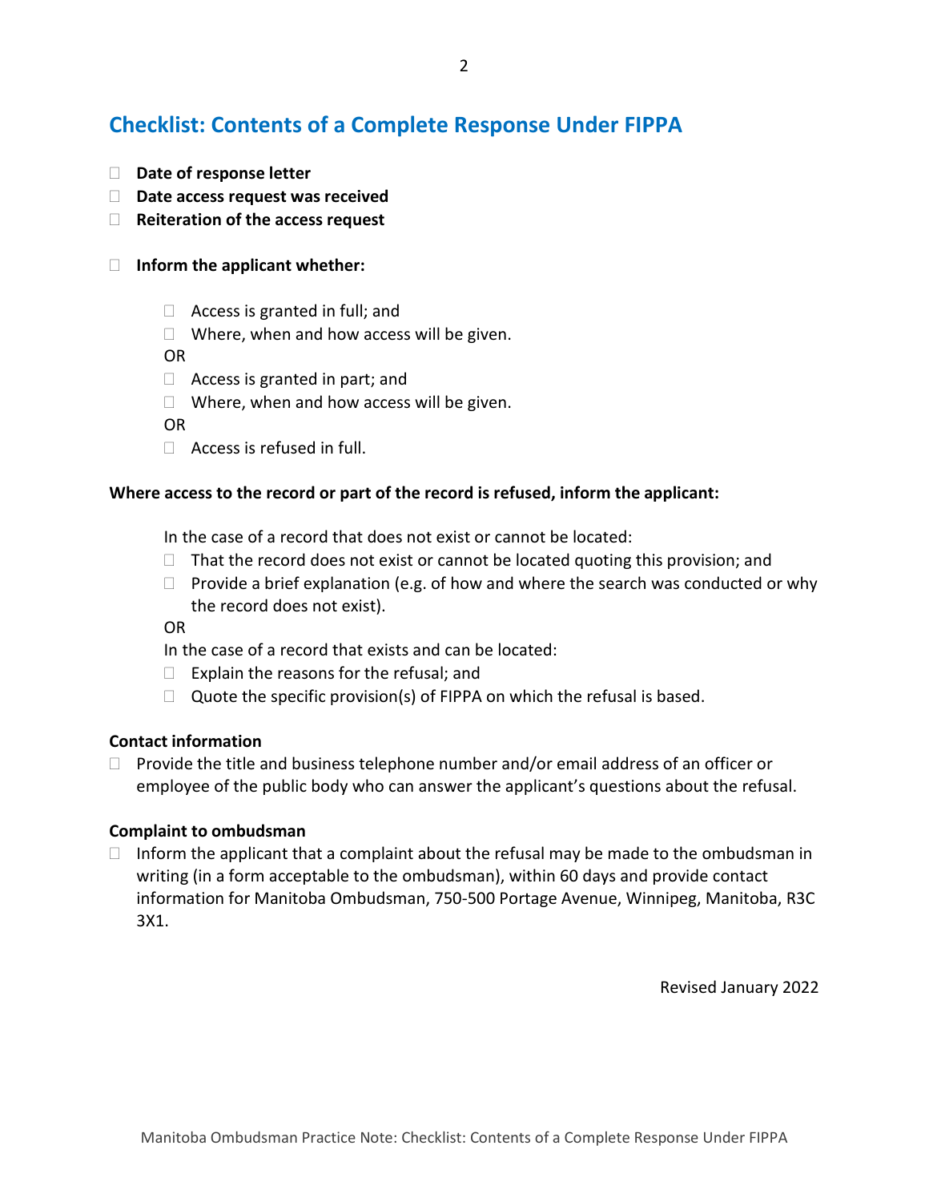## Checklist: Contents of a Complete Response Under FIPPA

- ☐ **Date of response letter**
- ☐ **Date access request was received**
- ☐ **Reiteration of the access request**

- ☐ **Inform the applicant whether:**

  - ☐ Access is granted in full; and
  - ☐ Where, when and how access will be given.

  OR

  - ☐ Access is granted in part; and
  - ☐ Where, when and how access will be given.

  OR

  - ☐ Access is refused in full.

**Where access to the record or part of the record is refused, inform the applicant:**

In the case of a record that does not exist or cannot be located:

- ☐ That the record does not exist or cannot be located quoting this provision; and
- ☐ Provide a brief explanation (e.g. of how and where the search was conducted or why the record does not exist).

OR

In the case of a record that exists and can be located:

- ☐ Explain the reasons for the refusal; and
- ☐ Quote the specific provision(s) of FIPPA on which the refusal is based.

**Contact information**

- ☐ Provide the title and business telephone number and/or email address of an officer or employee of the public body who can answer the applicant's questions about the refusal.

**Complaint to ombudsman**

- ☐ Inform the applicant that a complaint about the refusal may be made to the ombudsman in writing (in a form acceptable to the ombudsman), within 60 days and provide contact information for Manitoba Ombudsman, 750-500 Portage Avenue, Winnipeg, Manitoba, R3C 3X1.

Revised January 2022